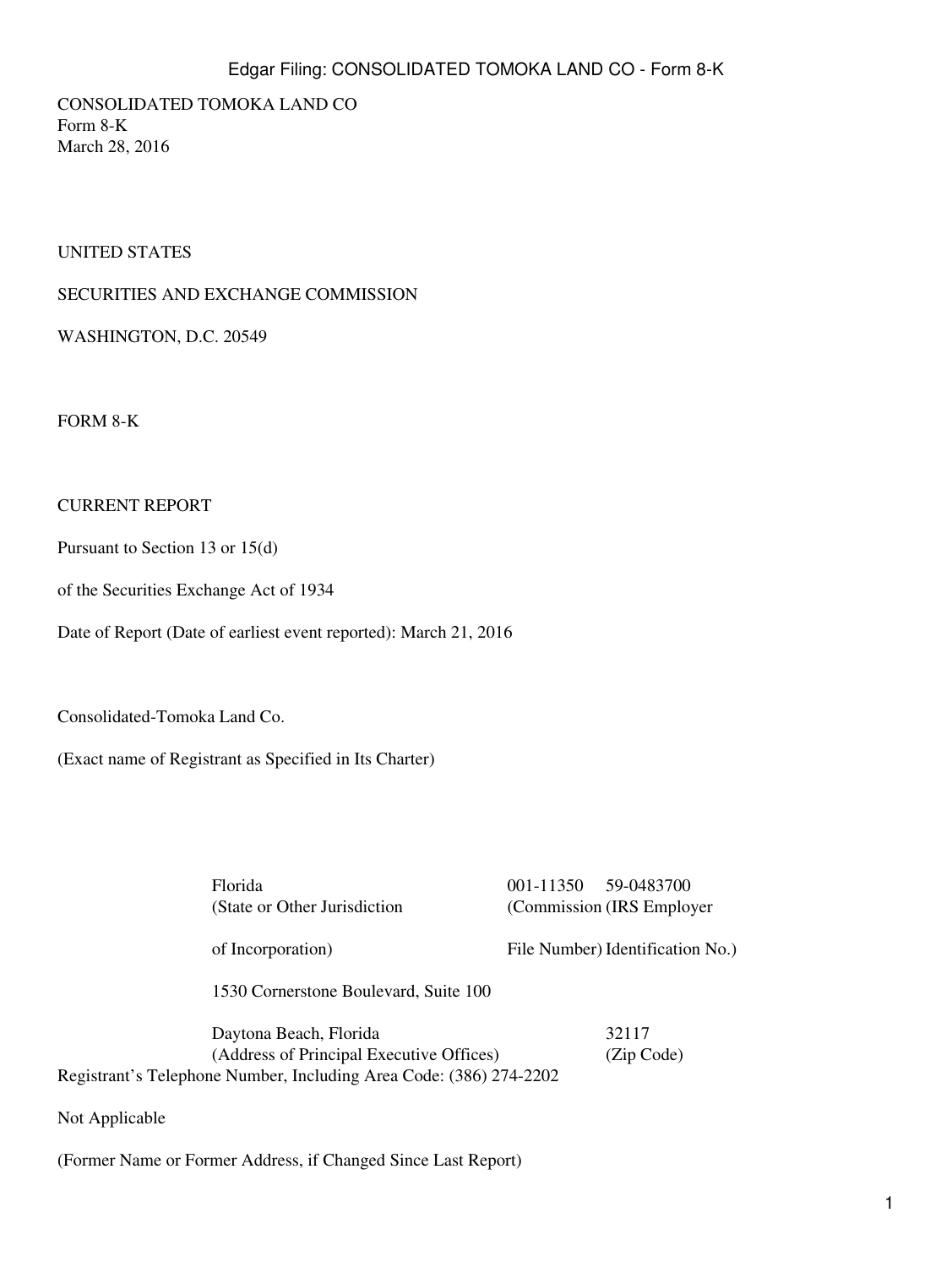CONSOLIDATED TOMOKA LAND CO
Form 8-K
March 28, 2016

UNITED STATES

SECURITIES AND EXCHANGE COMMISSION

WASHINGTON, D.C. 20549

FORM 8-K

CURRENT REPORT

Pursuant to Section 13 or 15(d)

of the Securities Exchange Act of 1934

Date of Report (Date of earliest event reported): March 21, 2016

Consolidated-Tomoka Land Co.

(Exact name of Registrant as Specified in Its Charter)

| Florida | 001-11350 | 59-0483700 |
|---|---|---|
| (State or Other Jurisdiction of Incorporation) | (Commission File Number) | (IRS Employer Identification No.) |

1530 Cornerstone Boulevard, Suite 100

| Daytona Beach, Florida | 32117 |
|---|---|
| (Address of Principal Executive Offices) | (Zip Code) |

Registrant's Telephone Number, Including Area Code: (386) 274-2202

Not Applicable

(Former Name or Former Address, if Changed Since Last Report)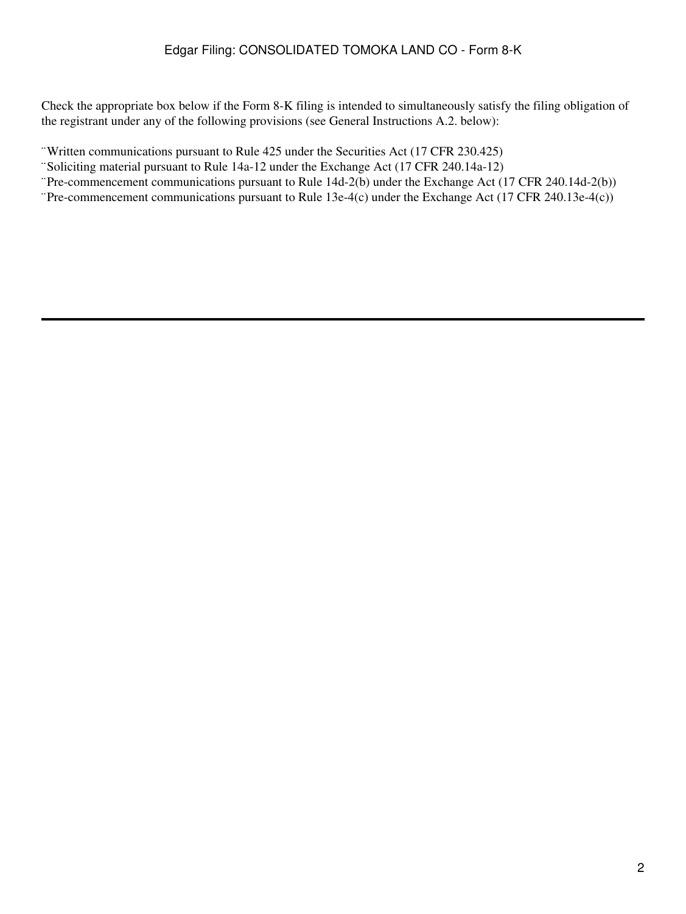Check the appropriate box below if the Form 8-K filing is intended to simultaneously satisfy the filing obligation of the registrant under any of the following provisions (see General Instructions A.2. below):

¨Written communications pursuant to Rule 425 under the Securities Act (17 CFR 230.425)
¨Soliciting material pursuant to Rule 14a-12 under the Exchange Act (17 CFR 240.14a-12)
¨Pre-commencement communications pursuant to Rule 14d-2(b) under the Exchange Act (17 CFR 240.14d-2(b))
¨Pre-commencement communications pursuant to Rule 13e-4(c) under the Exchange Act (17 CFR 240.13e-4(c))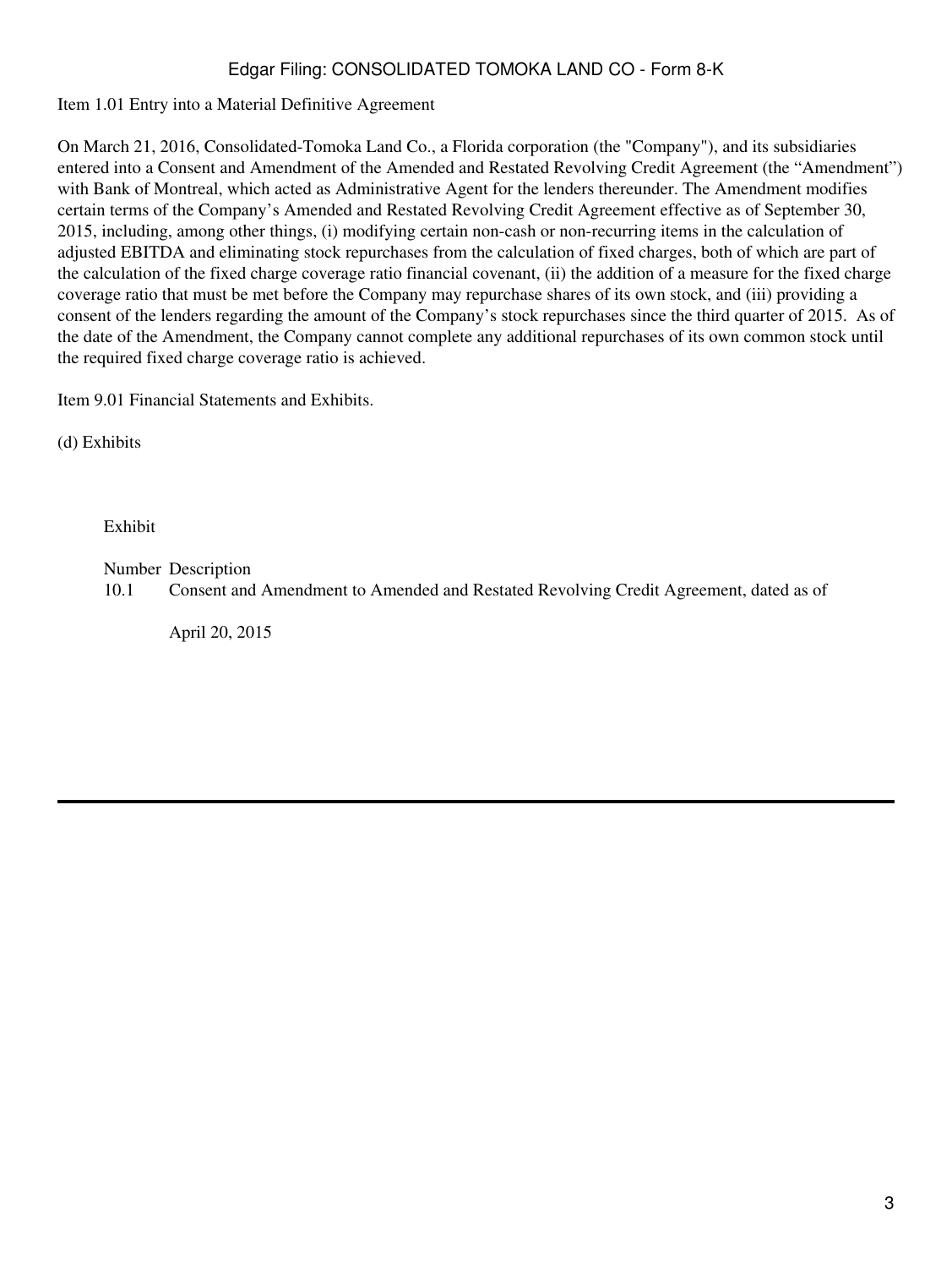Item 1.01 Entry into a Material Definitive Agreement

On March 21, 2016, Consolidated-Tomoka Land Co., a Florida corporation (the "Company"), and its subsidiaries entered into a Consent and Amendment of the Amended and Restated Revolving Credit Agreement (the "Amendment") with Bank of Montreal, which acted as Administrative Agent for the lenders thereunder. The Amendment modifies certain terms of the Company's Amended and Restated Revolving Credit Agreement effective as of September 30, 2015, including, among other things, (i) modifying certain non-cash or non-recurring items in the calculation of adjusted EBITDA and eliminating stock repurchases from the calculation of fixed charges, both of which are part of the calculation of the fixed charge coverage ratio financial covenant, (ii) the addition of a measure for the fixed charge coverage ratio that must be met before the Company may repurchase shares of its own stock, and (iii) providing a consent of the lenders regarding the amount of the Company's stock repurchases since the third quarter of 2015. As of the date of the Amendment, the Company cannot complete any additional repurchases of its own common stock until the required fixed charge coverage ratio is achieved.

Item 9.01 Financial Statements and Exhibits.

(d) Exhibits

| Exhibit Number | Description |
|---|---|
| 10.1 | Consent and Amendment to Amended and Restated Revolving Credit Agreement, dated as of April 20, 2015 |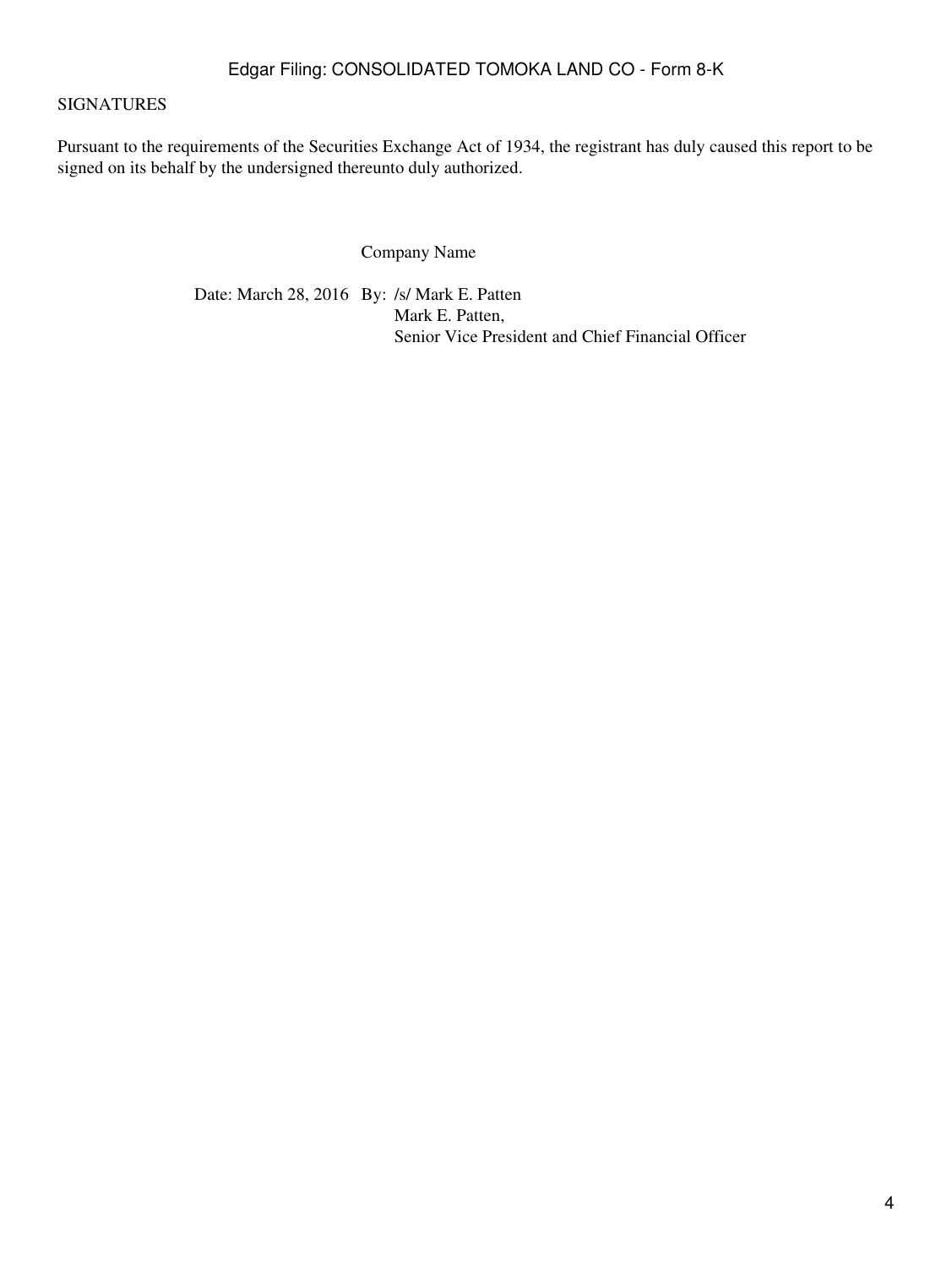SIGNATURES

Pursuant to the requirements of the Securities Exchange Act of 1934, the registrant has duly caused this report to be signed on its behalf by the undersigned thereunto duly authorized.

Company Name

Date: March 28, 2016 By: /s/ Mark E. Patten
Mark E. Patten,
Senior Vice President and Chief Financial Officer